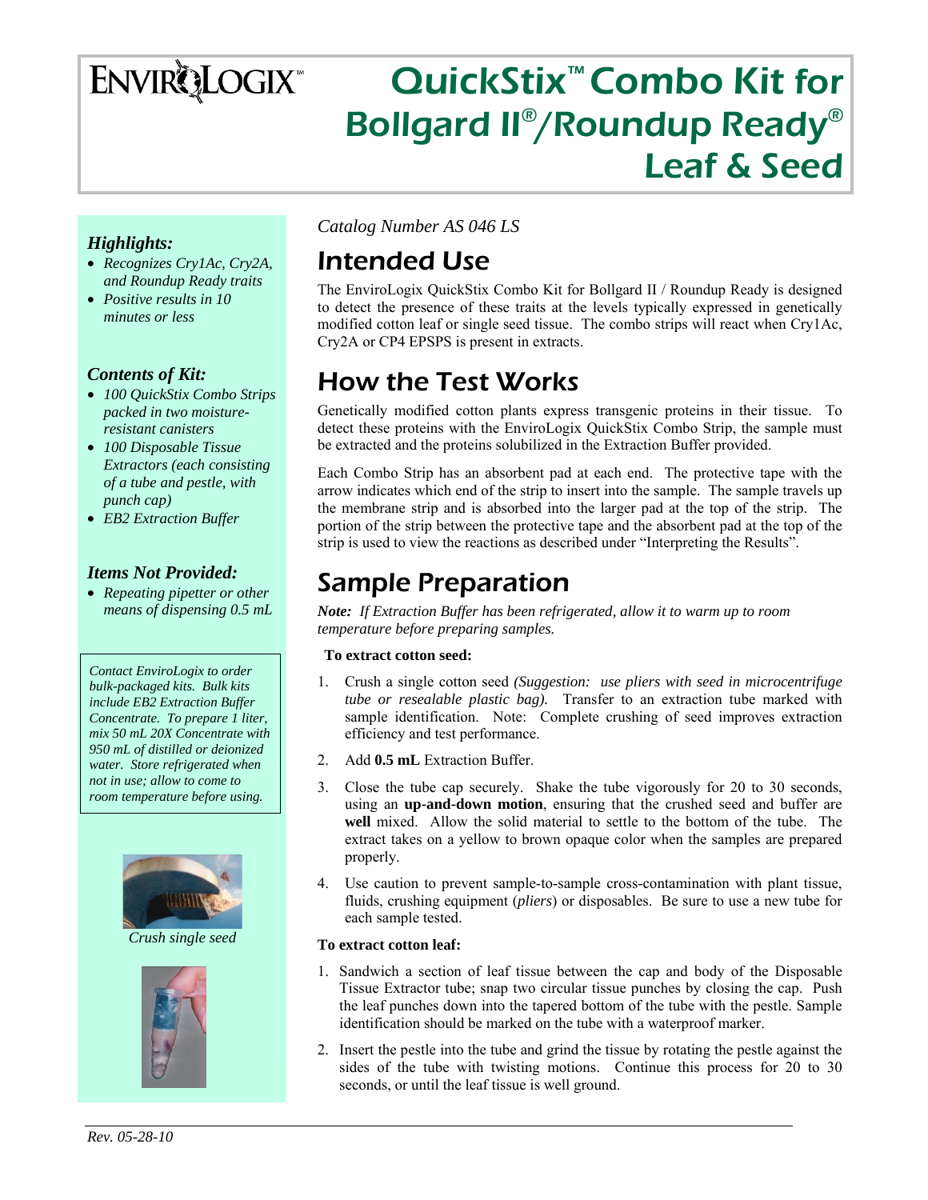# ENVIROLOGIX™

# QuickStix™ Combo Kit for Bollgard II®/Roundup Ready® Leaf & Seed

### *Highlights:*

- *Recognizes Cry1Ac, Cry2A, and Roundup Ready traits*
- *Positive results in 10 minutes or less*

### *Contents of Kit:*

- *100 QuickStix Combo Strips packed in two moisture-resistant canisters*
- *100 Disposable Tissue Extractors (each consisting of a tube and pestle, with punch cap)*
- *EB2 Extraction Buffer*

### *Items Not Provided:*

- *Repeating pipetter or other means of dispensing 0.5 mL*

*Contact EnviroLogix to order bulk-packaged kits. Bulk kits include EB2 Extraction Buffer Concentrate. To prepare 1 liter, mix 50 mL 20X Concentrate with 950 mL of distilled or deionized water. Store refrigerated when not in use; allow to come to room temperature before using.*

*Crush single seed*

*Catalog Number AS 046 LS*

## Intended Use

The EnviroLogix QuickStix Combo Kit for Bollgard II / Roundup Ready is designed to detect the presence of these traits at the levels typically expressed in genetically modified cotton leaf or single seed tissue. The combo strips will react when Cry1Ac, Cry2A or CP4 EPSPS is present in extracts.

## How the Test Works

Genetically modified cotton plants express transgenic proteins in their tissue. To detect these proteins with the EnviroLogix QuickStix Combo Strip, the sample must be extracted and the proteins solubilized in the Extraction Buffer provided.

Each Combo Strip has an absorbent pad at each end. The protective tape with the arrow indicates which end of the strip to insert into the sample. The sample travels up the membrane strip and is absorbed into the larger pad at the top of the strip. The portion of the strip between the protective tape and the absorbent pad at the top of the strip is used to view the reactions as described under "Interpreting the Results".

## Sample Preparation

***Note:*** *If Extraction Buffer has been refrigerated, allow it to warm up to room temperature before preparing samples.*

**To extract cotton seed:**

1. Crush a single cotton seed *(Suggestion: use pliers with seed in microcentrifuge tube or resealable plastic bag).* Transfer to an extraction tube marked with sample identification. Note: Complete crushing of seed improves extraction efficiency and test performance.
2. Add **0.5 mL** Extraction Buffer.
3. Close the tube cap securely. Shake the tube vigorously for 20 to 30 seconds, using an **up-and-down motion**, ensuring that the crushed seed and buffer are **well** mixed. Allow the solid material to settle to the bottom of the tube. The extract takes on a yellow to brown opaque color when the samples are prepared properly.
4. Use caution to prevent sample-to-sample cross-contamination with plant tissue, fluids, crushing equipment (*pliers*) or disposables. Be sure to use a new tube for each sample tested.

**To extract cotton leaf:**

1. Sandwich a section of leaf tissue between the cap and body of the Disposable Tissue Extractor tube; snap two circular tissue punches by closing the cap. Push the leaf punches down into the tapered bottom of the tube with the pestle. Sample identification should be marked on the tube with a waterproof marker.
2. Insert the pestle into the tube and grind the tissue by rotating the pestle against the sides of the tube with twisting motions. Continue this process for 20 to 30 seconds, or until the leaf tissue is well ground.

*Rev. 05-28-10*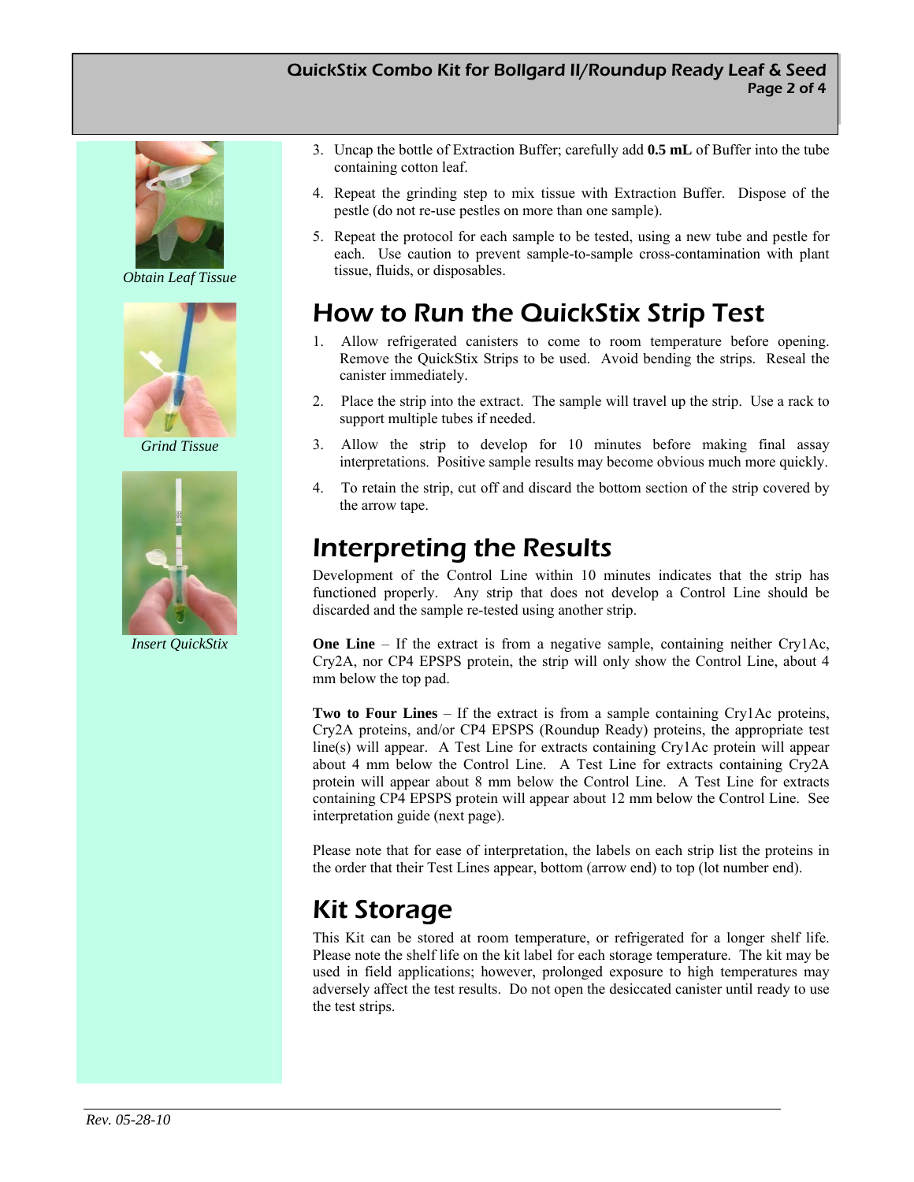*Obtain Leaf Tissue*

*Grind Tissue*

*Insert QuickStix*

3. Uncap the bottle of Extraction Buffer; carefully add **0.5 mL** of Buffer into the tube containing cotton leaf.
4. Repeat the grinding step to mix tissue with Extraction Buffer. Dispose of the pestle (do not re-use pestles on more than one sample).
5. Repeat the protocol for each sample to be tested, using a new tube and pestle for each. Use caution to prevent sample-to-sample cross-contamination with plant tissue, fluids, or disposables.

## How to Run the QuickStix Strip Test

1. Allow refrigerated canisters to come to room temperature before opening. Remove the QuickStix Strips to be used. Avoid bending the strips. Reseal the canister immediately.
2. Place the strip into the extract. The sample will travel up the strip. Use a rack to support multiple tubes if needed.
3. Allow the strip to develop for 10 minutes before making final assay interpretations. Positive sample results may become obvious much more quickly.
4. To retain the strip, cut off and discard the bottom section of the strip covered by the arrow tape.

## Interpreting the Results

Development of the Control Line within 10 minutes indicates that the strip has functioned properly. Any strip that does not develop a Control Line should be discarded and the sample re-tested using another strip.

**One Line** – If the extract is from a negative sample, containing neither Cry1Ac, Cry2A, nor CP4 EPSPS protein, the strip will only show the Control Line, about 4 mm below the top pad.

**Two to Four Lines** – If the extract is from a sample containing Cry1Ac proteins, Cry2A proteins, and/or CP4 EPSPS (Roundup Ready) proteins, the appropriate test line(s) will appear. A Test Line for extracts containing Cry1Ac protein will appear about 4 mm below the Control Line. A Test Line for extracts containing Cry2A protein will appear about 8 mm below the Control Line. A Test Line for extracts containing CP4 EPSPS protein will appear about 12 mm below the Control Line. See interpretation guide (next page).

Please note that for ease of interpretation, the labels on each strip list the proteins in the order that their Test Lines appear, bottom (arrow end) to top (lot number end).

## Kit Storage

This Kit can be stored at room temperature, or refrigerated for a longer shelf life. Please note the shelf life on the kit label for each storage temperature. The kit may be used in field applications; however, prolonged exposure to high temperatures may adversely affect the test results. Do not open the desiccated canister until ready to use the test strips.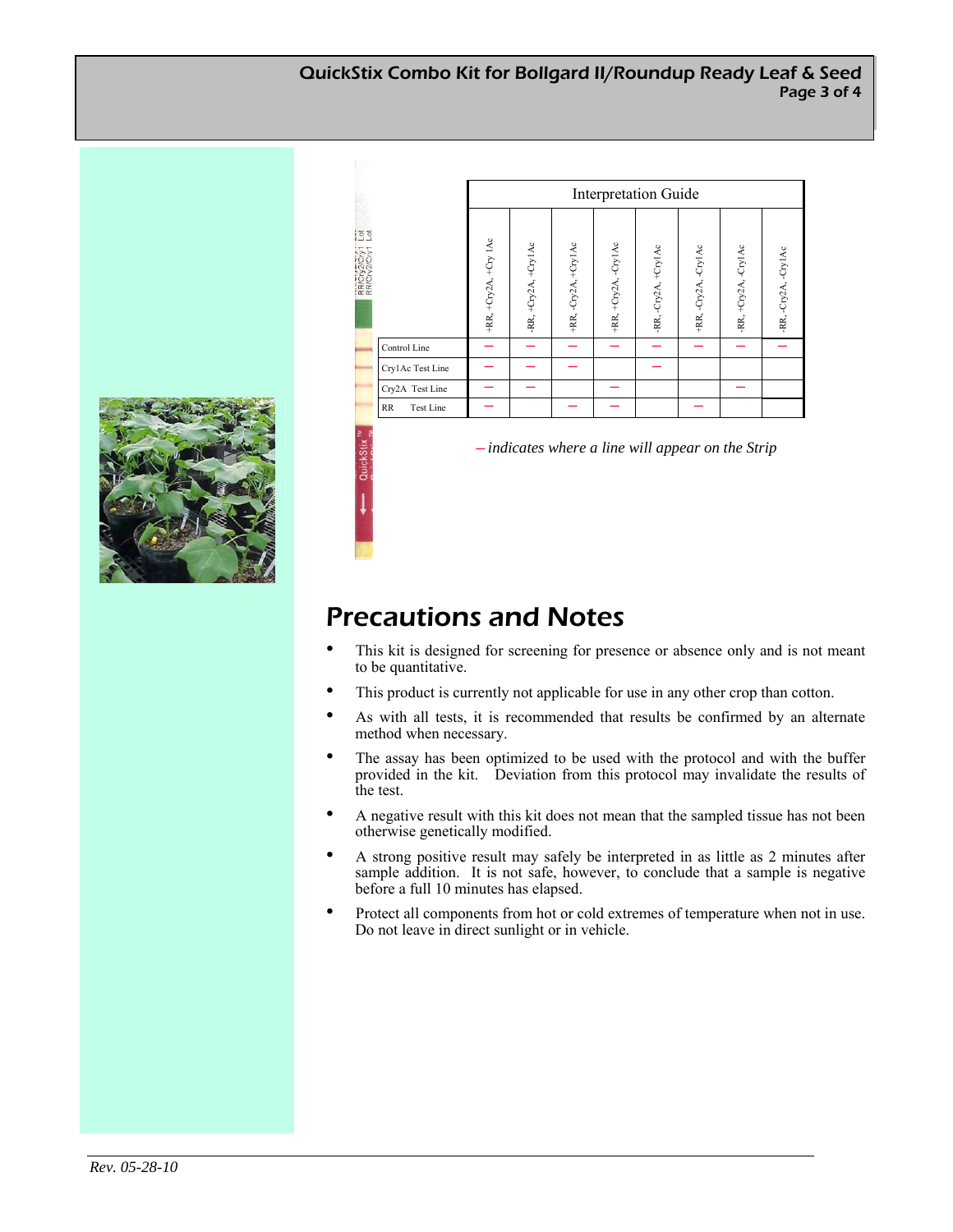| | Interpretation Guide | | | | | | | |
|---|---|---|---|---|---|---|---|---|
| | +RR, +Cry2A, +Cry1Ac | -RR, +Cry2A, +Cry1Ac | +RR, -Cry2A, +Cry1Ac | +RR, +Cry2A, -Cry1Ac | -RR, -Cry2A, +Cry1Ac | +RR, -Cry2A, -Cry1Ac | -RR, +Cry2A, -Cry1Ac | -RR, -Cry2A, -Cry1Ac |
| Control Line | – | – | – | – | – | – | – | – |
| Cry1Ac Test Line | – | – | – | | – | | | |
| Cry2A Test Line | – | – | | – | | | – | |
| RR Test Line | – | | – | – | | – | | |

*– indicates where a line will appear on the Strip*

## Precautions and Notes

- This kit is designed for screening for presence or absence only and is not meant to be quantitative.
- This product is currently not applicable for use in any other crop than cotton.
- As with all tests, it is recommended that results be confirmed by an alternate method when necessary.
- The assay has been optimized to be used with the protocol and with the buffer provided in the kit. Deviation from this protocol may invalidate the results of the test.
- A negative result with this kit does not mean that the sampled tissue has not been otherwise genetically modified.
- A strong positive result may safely be interpreted in as little as 2 minutes after sample addition. It is not safe, however, to conclude that a sample is negative before a full 10 minutes has elapsed.
- Protect all components from hot or cold extremes of temperature when not in use. Do not leave in direct sunlight or in vehicle.

*Rev. 05-28-10*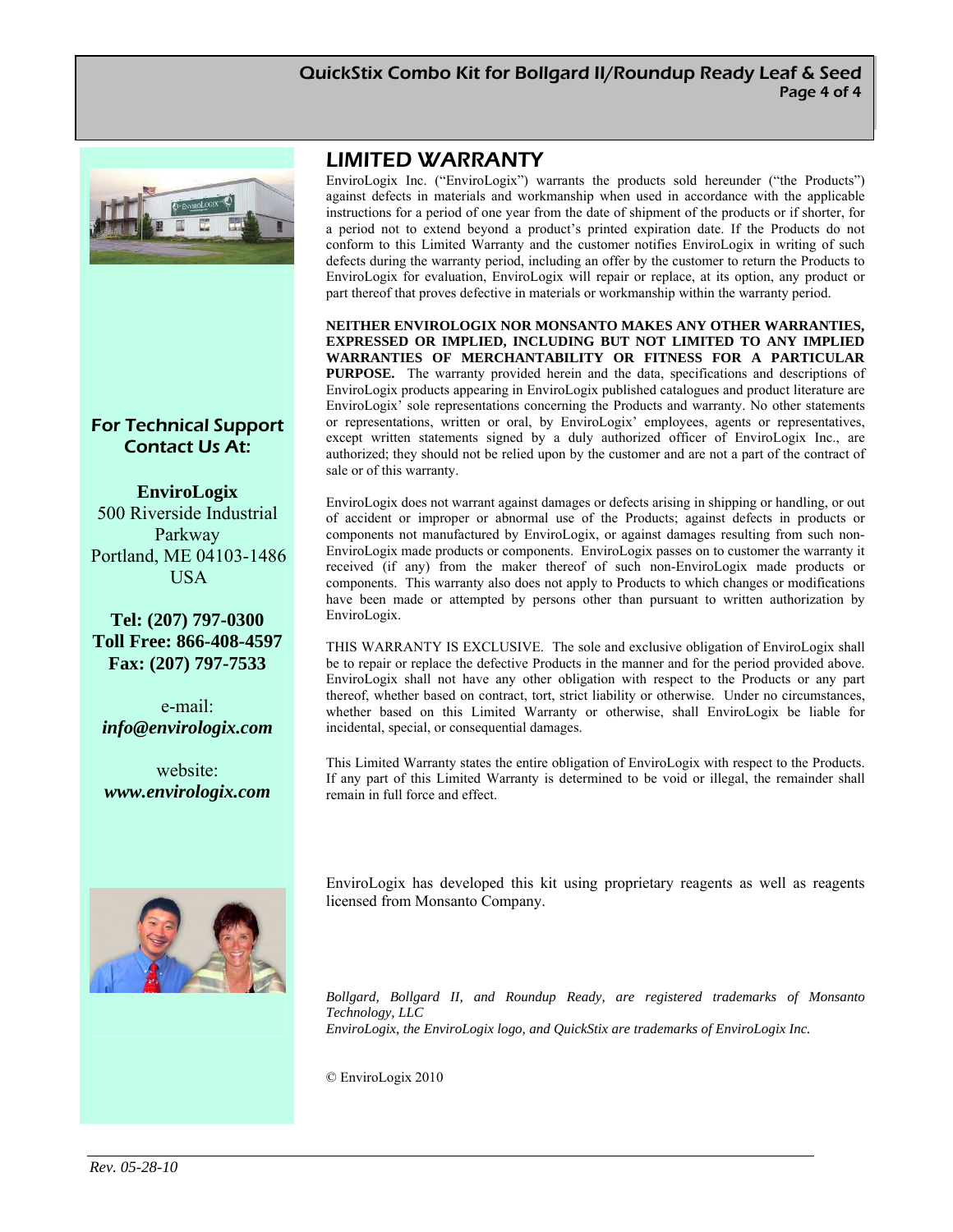## LIMITED WARRANTY

EnviroLogix Inc. ("EnviroLogix") warrants the products sold hereunder ("the Products") against defects in materials and workmanship when used in accordance with the applicable instructions for a period of one year from the date of shipment of the products or if shorter, for a period not to extend beyond a product's printed expiration date. If the Products do not conform to this Limited Warranty and the customer notifies EnviroLogix in writing of such defects during the warranty period, including an offer by the customer to return the Products to EnviroLogix for evaluation, EnviroLogix will repair or replace, at its option, any product or part thereof that proves defective in materials or workmanship within the warranty period.

**NEITHER ENVIROLOGIX NOR MONSANTO MAKES ANY OTHER WARRANTIES, EXPRESSED OR IMPLIED, INCLUDING BUT NOT LIMITED TO ANY IMPLIED WARRANTIES OF MERCHANTABILITY OR FITNESS FOR A PARTICULAR PURPOSE.** The warranty provided herein and the data, specifications and descriptions of EnviroLogix products appearing in EnviroLogix published catalogues and product literature are EnviroLogix' sole representations concerning the Products and warranty. No other statements or representations, written or oral, by EnviroLogix' employees, agents or representatives, except written statements signed by a duly authorized officer of EnviroLogix Inc., are authorized; they should not be relied upon by the customer and are not a part of the contract of sale or of this warranty.

EnviroLogix does not warrant against damages or defects arising in shipping or handling, or out of accident or improper or abnormal use of the Products; against defects in products or components not manufactured by EnviroLogix, or against damages resulting from such non-EnviroLogix made products or components. EnviroLogix passes on to customer the warranty it received (if any) from the maker thereof of such non-EnviroLogix made products or components. This warranty also does not apply to Products to which changes or modifications have been made or attempted by persons other than pursuant to written authorization by EnviroLogix.

THIS WARRANTY IS EXCLUSIVE. The sole and exclusive obligation of EnviroLogix shall be to repair or replace the defective Products in the manner and for the period provided above. EnviroLogix shall not have any other obligation with respect to the Products or any part thereof, whether based on contract, tort, strict liability or otherwise. Under no circumstances, whether based on this Limited Warranty or otherwise, shall EnviroLogix be liable for incidental, special, or consequential damages.

This Limited Warranty states the entire obligation of EnviroLogix with respect to the Products. If any part of this Limited Warranty is determined to be void or illegal, the remainder shall remain in full force and effect.

### For Technical Support Contact Us At:

**EnviroLogix**
500 Riverside Industrial Parkway
Portland, ME 04103-1486
USA

**Tel: (207) 797-0300**
**Toll Free: 866-408-4597**
**Fax: (207) 797-7533**

e-mail:
***info@envirologix.com***

website:
***www.envirologix.com***

EnviroLogix has developed this kit using proprietary reagents as well as reagents licensed from Monsanto Company.

*Bollgard, Bollgard II, and Roundup Ready, are registered trademarks of Monsanto Technology, LLC*
*EnviroLogix, the EnviroLogix logo, and QuickStix are trademarks of EnviroLogix Inc.*

© EnviroLogix 2010

*Rev. 05-28-10*